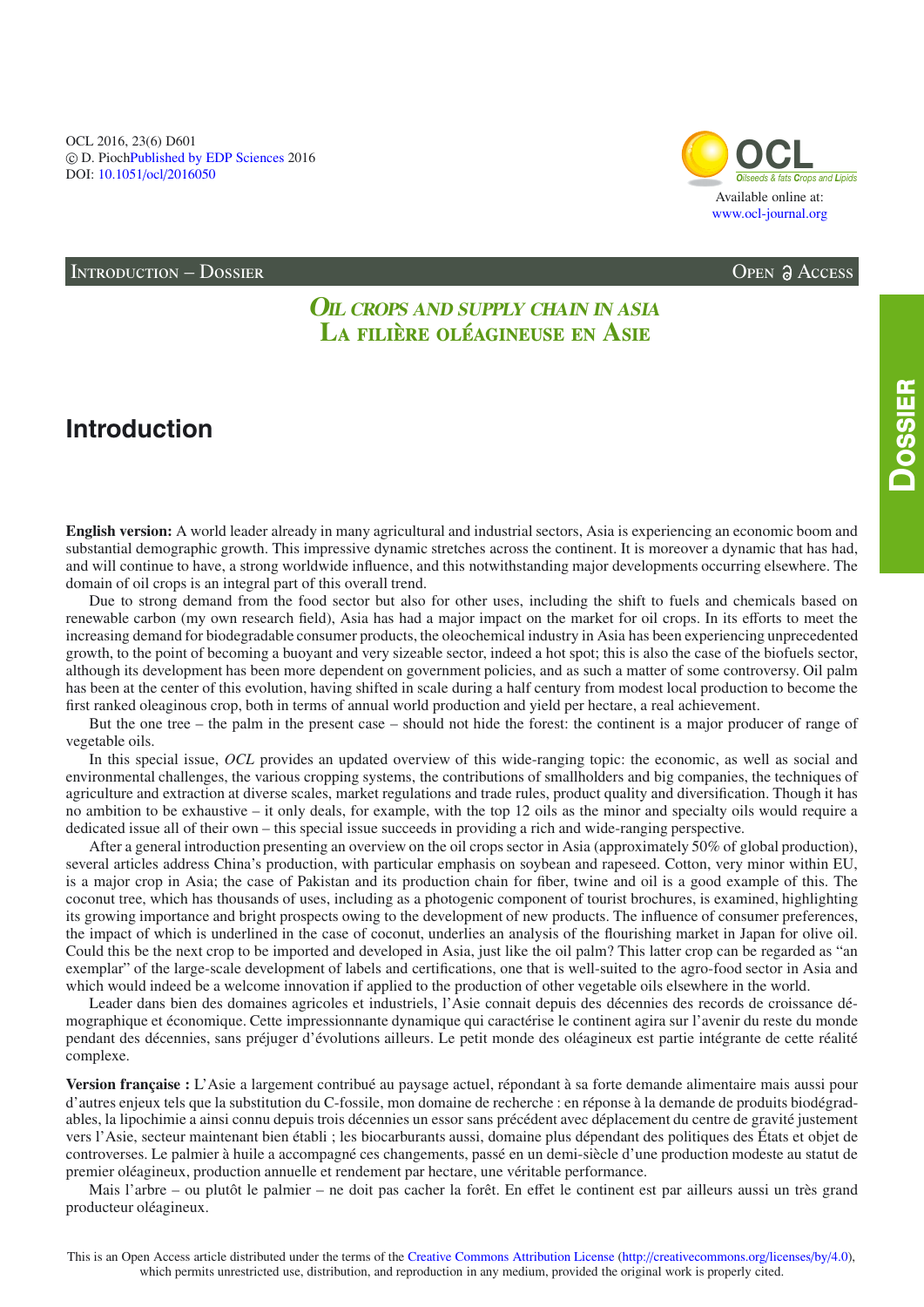OCL 2016, 23(6) D601
© D. Pioch Published by EDP Sciences 2016
DOI: 10.1051/ocl/2016050

Available online at:
www.ocl-journal.org

Introduction – Dossier

Open Access

# *Oil crops and supply chain in Asia*
# La filière oléagineuse en Asie

## Introduction

**English version:** A world leader already in many agricultural and industrial sectors, Asia is experiencing an economic boom and substantial demographic growth. This impressive dynamic stretches across the continent. It is moreover a dynamic that has had, and will continue to have, a strong worldwide influence, and this notwithstanding major developments occurring elsewhere. The domain of oil crops is an integral part of this overall trend.

Due to strong demand from the food sector but also for other uses, including the shift to fuels and chemicals based on renewable carbon (my own research field), Asia has had a major impact on the market for oil crops. In its efforts to meet the increasing demand for biodegradable consumer products, the oleochemical industry in Asia has been experiencing unprecedented growth, to the point of becoming a buoyant and very sizeable sector, indeed a hot spot; this is also the case of the biofuels sector, although its development has been more dependent on government policies, and as such a matter of some controversy. Oil palm has been at the center of this evolution, having shifted in scale during a half century from modest local production to become the first ranked oleaginous crop, both in terms of annual world production and yield per hectare, a real achievement.

But the one tree – the palm in the present case – should not hide the forest: the continent is a major producer of range of vegetable oils.

In this special issue, *OCL* provides an updated overview of this wide-ranging topic: the economic, as well as social and environmental challenges, the various cropping systems, the contributions of smallholders and big companies, the techniques of agriculture and extraction at diverse scales, market regulations and trade rules, product quality and diversification. Though it has no ambition to be exhaustive – it only deals, for example, with the top 12 oils as the minor and specialty oils would require a dedicated issue all of their own – this special issue succeeds in providing a rich and wide-ranging perspective.

After a general introduction presenting an overview on the oil crops sector in Asia (approximately 50% of global production), several articles address China's production, with particular emphasis on soybean and rapeseed. Cotton, very minor within EU, is a major crop in Asia; the case of Pakistan and its production chain for fiber, twine and oil is a good example of this. The coconut tree, which has thousands of uses, including as a photogenic component of tourist brochures, is examined, highlighting its growing importance and bright prospects owing to the development of new products. The influence of consumer preferences, the impact of which is underlined in the case of coconut, underlies an analysis of the flourishing market in Japan for olive oil. Could this be the next crop to be imported and developed in Asia, just like the oil palm? This latter crop can be regarded as "an exemplar" of the large-scale development of labels and certifications, one that is well-suited to the agro-food sector in Asia and which would indeed be a welcome innovation if applied to the production of other vegetable oils elsewhere in the world.

Leader dans bien des domaines agricoles et industriels, l'Asie connait depuis des décennies des records de croissance démographique et économique. Cette impressionnante dynamique qui caractérise le continent agira sur l'avenir du reste du monde pendant des décennies, sans préjuger d'évolutions ailleurs. Le petit monde des oléagineux est partie intégrante de cette réalité complexe.

**Version française :** L'Asie a largement contribué au paysage actuel, répondant à sa forte demande alimentaire mais aussi pour d'autres enjeux tels que la substitution du C-fossile, mon domaine de recherche : en réponse à la demande de produits biodégradables, la lipochimie a ainsi connu depuis trois décennies un essor sans précédent avec déplacement du centre de gravité justement vers l'Asie, secteur maintenant bien établi ; les biocarburants aussi, domaine plus dépendant des politiques des États et objet de controverses. Le palmier à huile a accompagné ces changements, passé en un demi-siècle d'une production modeste au statut de premier oléagineux, production annuelle et rendement par hectare, une véritable performance.

Mais l'arbre – ou plutôt le palmier – ne doit pas cacher la forêt. En effet le continent est par ailleurs aussi un très grand producteur oléagineux.

This is an Open Access article distributed under the terms of the Creative Commons Attribution License (http://creativecommons.org/licenses/by/4.0), which permits unrestricted use, distribution, and reproduction in any medium, provided the original work is properly cited.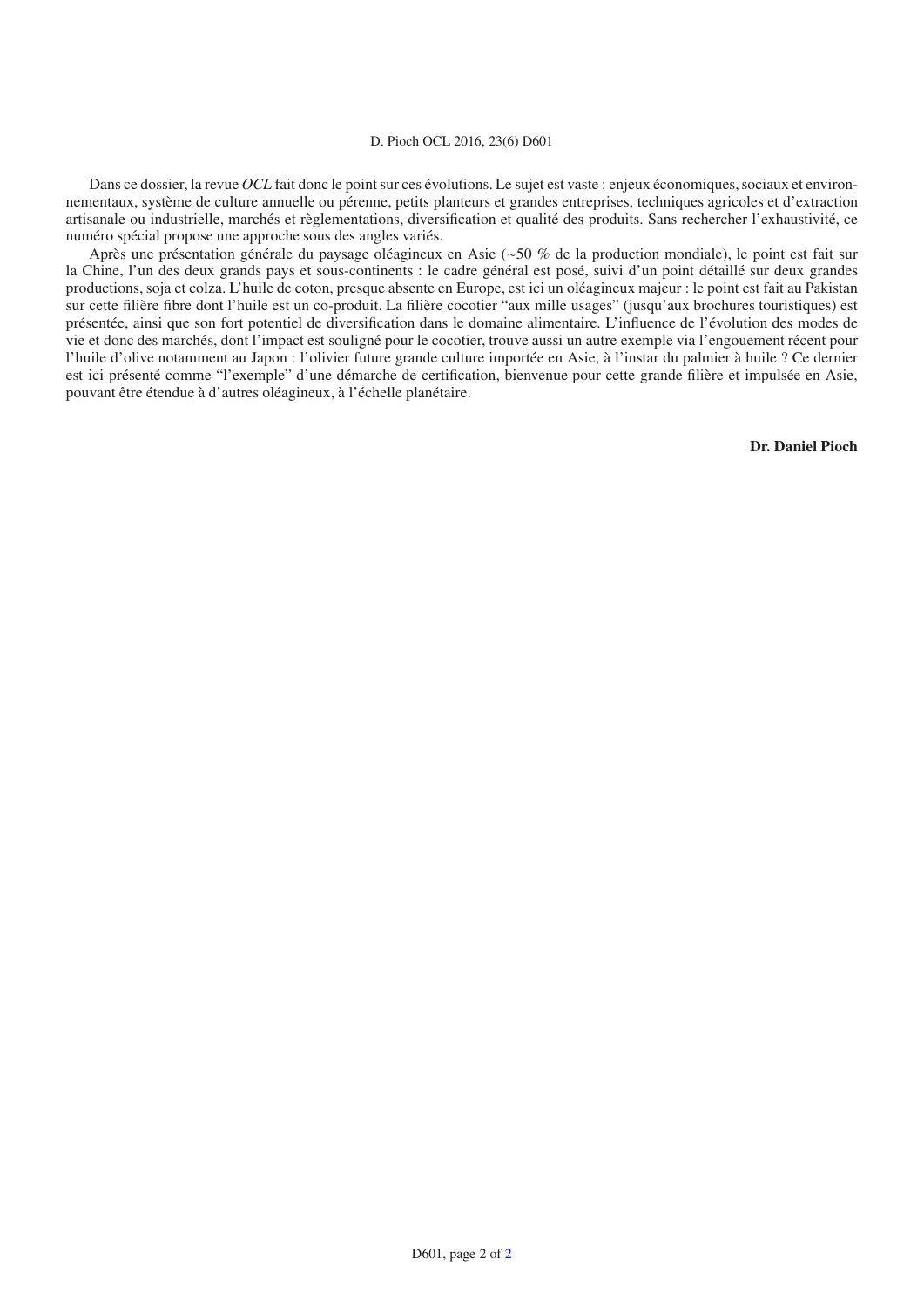Dans ce dossier, la revue *OCL* fait donc le point sur ces évolutions. Le sujet est vaste : enjeux économiques, sociaux et environnementaux, système de culture annuelle ou pérenne, petits planteurs et grandes entreprises, techniques agricoles et d'extraction artisanale ou industrielle, marchés et règlementations, diversification et qualité des produits. Sans rechercher l'exhaustivité, ce numéro spécial propose une approche sous des angles variés.

Après une présentation générale du paysage oléagineux en Asie (~50 % de la production mondiale), le point est fait sur la Chine, l'un des deux grands pays et sous-continents : le cadre général est posé, suivi d'un point détaillé sur deux grandes productions, soja et colza. L'huile de coton, presque absente en Europe, est ici un oléagineux majeur : le point est fait au Pakistan sur cette filière fibre dont l'huile est un co-produit. La filière cocotier "aux mille usages" (jusqu'aux brochures touristiques) est présentée, ainsi que son fort potentiel de diversification dans le domaine alimentaire. L'influence de l'évolution des modes de vie et donc des marchés, dont l'impact est souligné pour le cocotier, trouve aussi un autre exemple via l'engouement récent pour l'huile d'olive notamment au Japon : l'olivier future grande culture importée en Asie, à l'instar du palmier à huile ? Ce dernier est ici présenté comme "l'exemple" d'une démarche de certification, bienvenue pour cette grande filière et impulsée en Asie, pouvant être étendue à d'autres oléagineux, à l'échelle planétaire.

**Dr. Daniel Pioch**